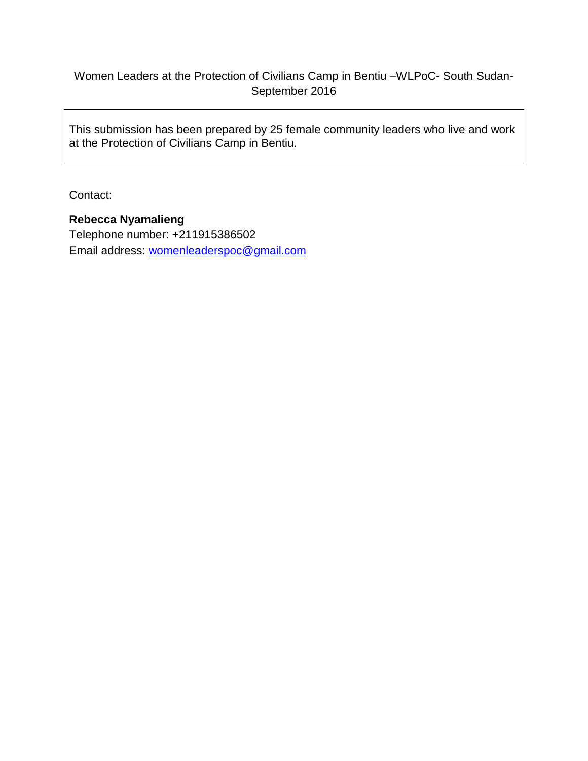Women Leaders at the Protection of Civilians Camp in Bentiu –WLPoC- South Sudan- September 2016

> This submission has been prepared by 25 female community leaders who live and work at the Protection of Civilians Camp in Bentiu.

Contact:

**Rebecca Nyamalieng**
Telephone number: +211915386502
Email address: womenleaderspoc@gmail.com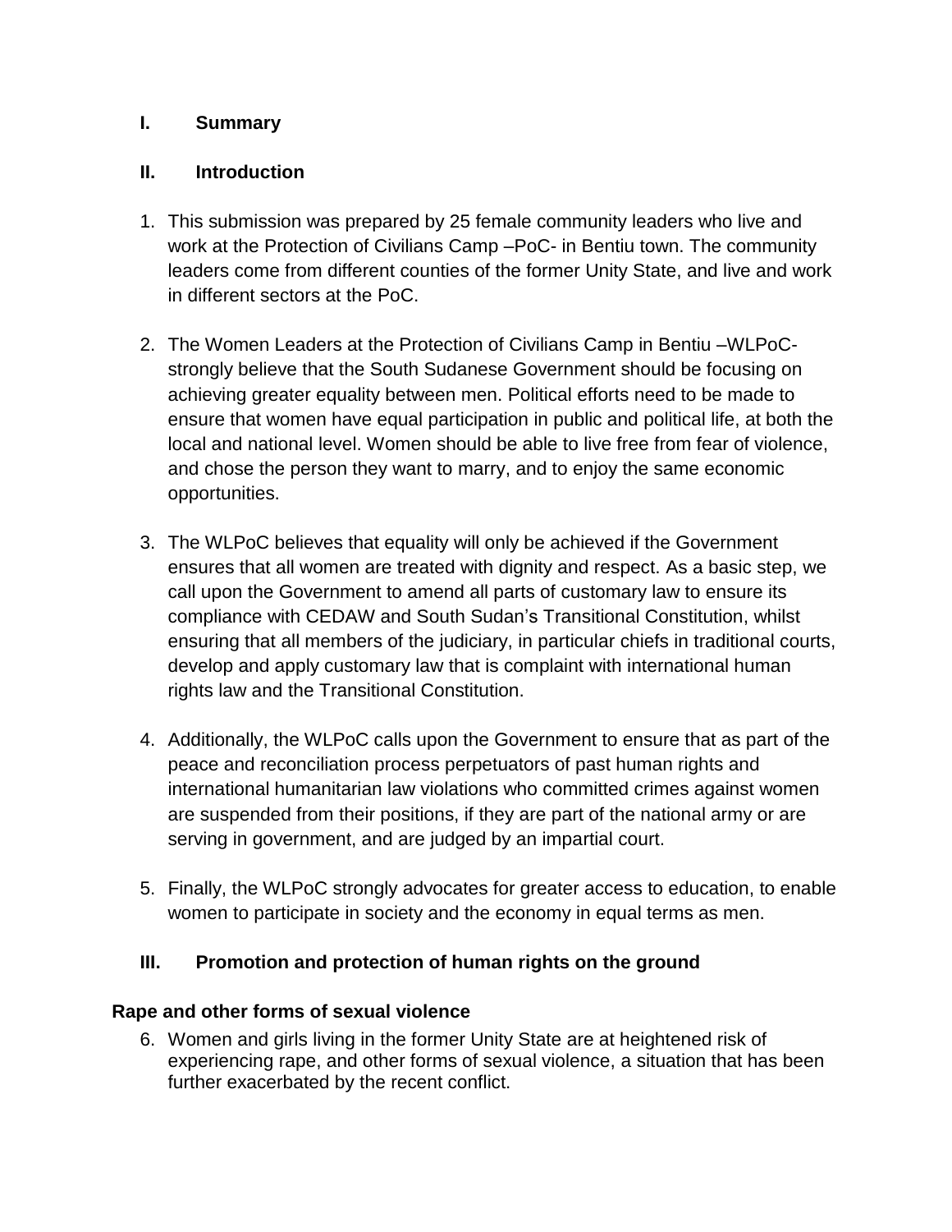## I. Summary

## II. Introduction

1. This submission was prepared by 25 female community leaders who live and work at the Protection of Civilians Camp –PoC- in Bentiu town. The community leaders come from different counties of the former Unity State, and live and work in different sectors at the PoC.

2. The Women Leaders at the Protection of Civilians Camp in Bentiu –WLPoC- strongly believe that the South Sudanese Government should be focusing on achieving greater equality between men. Political efforts need to be made to ensure that women have equal participation in public and political life, at both the local and national level. Women should be able to live free from fear of violence, and chose the person they want to marry, and to enjoy the same economic opportunities.

3. The WLPoC believes that equality will only be achieved if the Government ensures that all women are treated with dignity and respect. As a basic step, we call upon the Government to amend all parts of customary law to ensure its compliance with CEDAW and South Sudan's Transitional Constitution, whilst ensuring that all members of the judiciary, in particular chiefs in traditional courts, develop and apply customary law that is complaint with international human rights law and the Transitional Constitution.

4. Additionally, the WLPoC calls upon the Government to ensure that as part of the peace and reconciliation process perpetuators of past human rights and international humanitarian law violations who committed crimes against women are suspended from their positions, if they are part of the national army or are serving in government, and are judged by an impartial court.

5. Finally, the WLPoC strongly advocates for greater access to education, to enable women to participate in society and the economy in equal terms as men.

## III. Promotion and protection of human rights on the ground

### Rape and other forms of sexual violence

6. Women and girls living in the former Unity State are at heightened risk of experiencing rape, and other forms of sexual violence, a situation that has been further exacerbated by the recent conflict.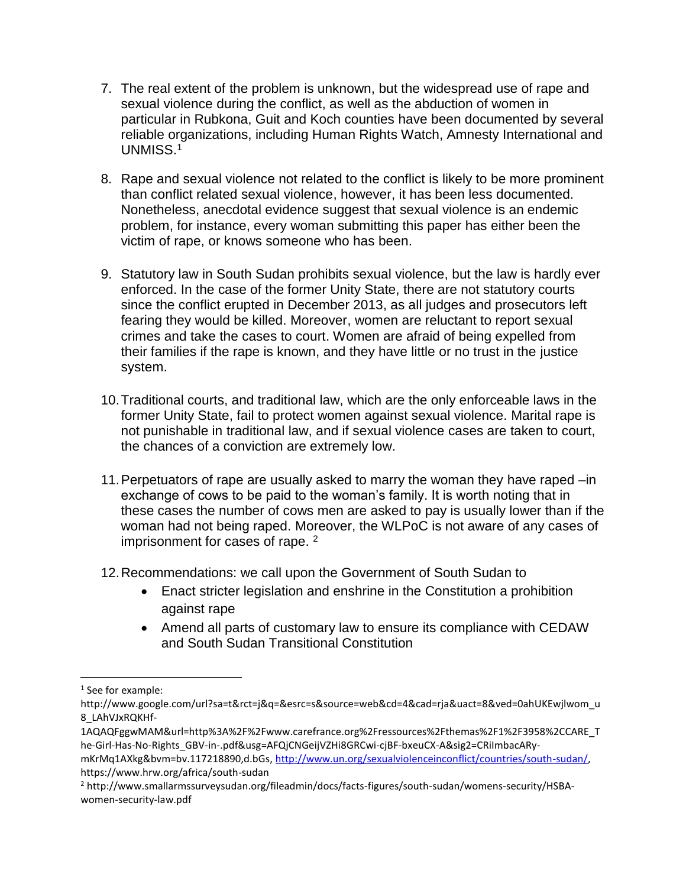7. The real extent of the problem is unknown, but the widespread use of rape and sexual violence during the conflict, as well as the abduction of women in particular in Rubkona, Guit and Koch counties have been documented by several reliable organizations, including Human Rights Watch, Amnesty International and UNMISS.[1]

8. Rape and sexual violence not related to the conflict is likely to be more prominent than conflict related sexual violence, however, it has been less documented. Nonetheless, anecdotal evidence suggest that sexual violence is an endemic problem, for instance, every woman submitting this paper has either been the victim of rape, or knows someone who has been.

9. Statutory law in South Sudan prohibits sexual violence, but the law is hardly ever enforced. In the case of the former Unity State, there are not statutory courts since the conflict erupted in December 2013, as all judges and prosecutors left fearing they would be killed. Moreover, women are reluctant to report sexual crimes and take the cases to court. Women are afraid of being expelled from their families if the rape is known, and they have little or no trust in the justice system.

10. Traditional courts, and traditional law, which are the only enforceable laws in the former Unity State, fail to protect women against sexual violence. Marital rape is not punishable in traditional law, and if sexual violence cases are taken to court, the chances of a conviction are extremely low.

11. Perpetuators of rape are usually asked to marry the woman they have raped –in exchange of cows to be paid to the woman's family. It is worth noting that in these cases the number of cows men are asked to pay is usually lower than if the woman had not being raped. Moreover, the WLPoC is not aware of any cases of imprisonment for cases of rape. [2]

12. Recommendations: we call upon the Government of South Sudan to
    - Enact stricter legislation and enshrine in the Constitution a prohibition against rape
    - Amend all parts of customary law to ensure its compliance with CEDAW and South Sudan Transitional Constitution

---

[1] See for example: http://www.google.com/url?sa=t&rct=j&q=&esrc=s&source=web&cd=4&cad=rja&uact=8&ved=0ahUKEwjlwom_u8_LAhVJxRQKHf-1AQAQFggwMAM&url=http%3A%2F%2Fwww.carefrance.org%2Fressources%2Fthemas%2F1%2F3958%2CCARE_The-Girl-Has-No-Rights_GBV-in-.pdf&usg=AFQjCNGeijVZHi8GRCwi-cjBF-bxeuCX-A&sig2=CRiImbacARy-mKrMq1AXkg&bvm=bv.117218890,d.bGs, http://www.un.org/sexualviolenceinconflict/countries/south-sudan/, https://www.hrw.org/africa/south-sudan

[2] http://www.smallarmssurveysudan.org/fileadmin/docs/facts-figures/south-sudan/womens-security/HSBA-women-security-law.pdf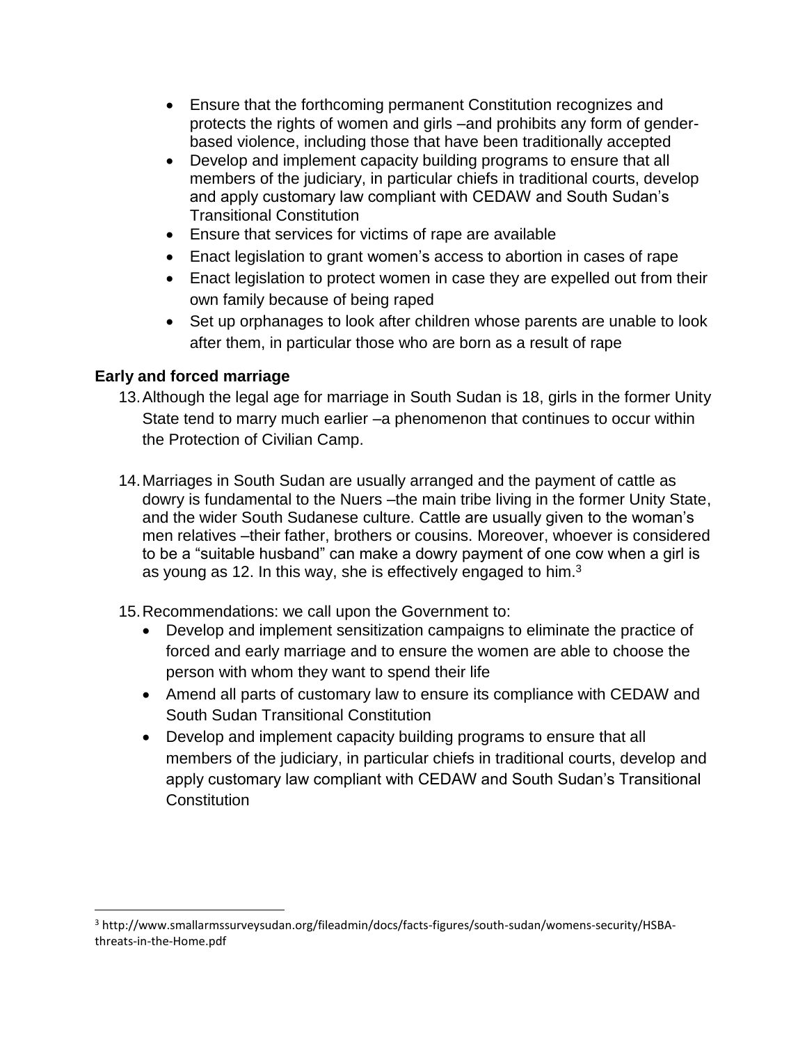- Ensure that the forthcoming permanent Constitution recognizes and protects the rights of women and girls –and prohibits any form of gender-based violence, including those that have been traditionally accepted
- Develop and implement capacity building programs to ensure that all members of the judiciary, in particular chiefs in traditional courts, develop and apply customary law compliant with CEDAW and South Sudan's Transitional Constitution
- Ensure that services for victims of rape are available
- Enact legislation to grant women's access to abortion in cases of rape
- Enact legislation to protect women in case they are expelled out from their own family because of being raped
- Set up orphanages to look after children whose parents are unable to look after them, in particular those who are born as a result of rape

**Early and forced marriage**

13. Although the legal age for marriage in South Sudan is 18, girls in the former Unity State tend to marry much earlier –a phenomenon that continues to occur within the Protection of Civilian Camp.

14. Marriages in South Sudan are usually arranged and the payment of cattle as dowry is fundamental to the Nuers –the main tribe living in the former Unity State, and the wider South Sudanese culture. Cattle are usually given to the woman's men relatives –their father, brothers or cousins. Moreover, whoever is considered to be a "suitable husband" can make a dowry payment of one cow when a girl is as young as 12. In this way, she is effectively engaged to him.[3]

15. Recommendations: we call upon the Government to:
    - Develop and implement sensitization campaigns to eliminate the practice of forced and early marriage and to ensure the women are able to choose the person with whom they want to spend their life
    - Amend all parts of customary law to ensure its compliance with CEDAW and South Sudan Transitional Constitution
    - Develop and implement capacity building programs to ensure that all members of the judiciary, in particular chiefs in traditional courts, develop and apply customary law compliant with CEDAW and South Sudan's Transitional Constitution

---

[3] http://www.smallarmssurveysudan.org/fileadmin/docs/facts-figures/south-sudan/womens-security/HSBA-threats-in-the-Home.pdf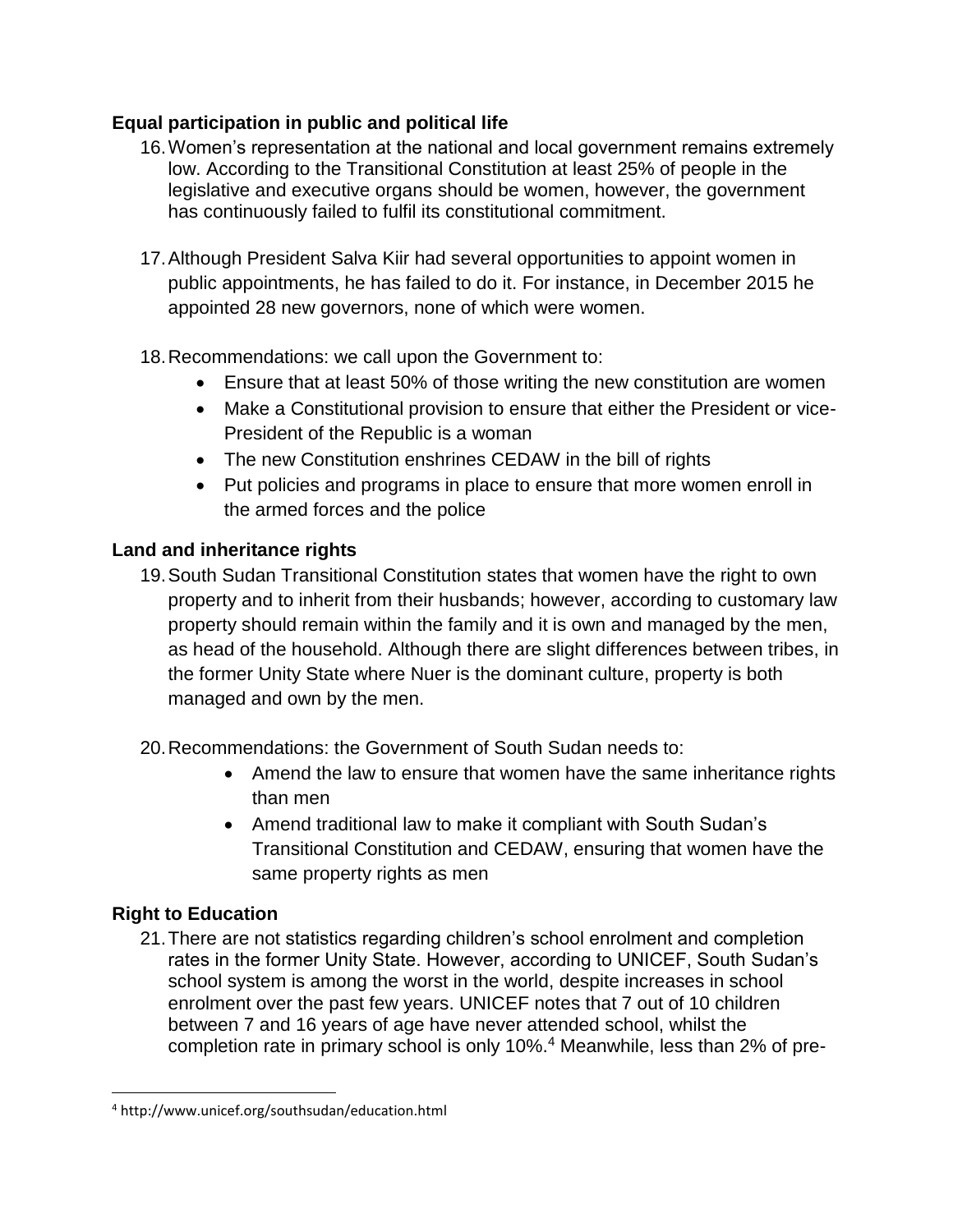**Equal participation in public and political life**

16. Women's representation at the national and local government remains extremely low. According to the Transitional Constitution at least 25% of people in the legislative and executive organs should be women, however, the government has continuously failed to fulfil its constitutional commitment.

17. Although President Salva Kiir had several opportunities to appoint women in public appointments, he has failed to do it. For instance, in December 2015 he appointed 28 new governors, none of which were women.

18. Recommendations: we call upon the Government to:
    - Ensure that at least 50% of those writing the new constitution are women
    - Make a Constitutional provision to ensure that either the President or vice-President of the Republic is a woman
    - The new Constitution enshrines CEDAW in the bill of rights
    - Put policies and programs in place to ensure that more women enroll in the armed forces and the police

**Land and inheritance rights**

19. South Sudan Transitional Constitution states that women have the right to own property and to inherit from their husbands; however, according to customary law property should remain within the family and it is own and managed by the men, as head of the household. Although there are slight differences between tribes, in the former Unity State where Nuer is the dominant culture, property is both managed and own by the men.

20. Recommendations: the Government of South Sudan needs to:
    - Amend the law to ensure that women have the same inheritance rights than men
    - Amend traditional law to make it compliant with South Sudan's Transitional Constitution and CEDAW, ensuring that women have the same property rights as men

**Right to Education**

21. There are not statistics regarding children's school enrolment and completion rates in the former Unity State. However, according to UNICEF, South Sudan's school system is among the worst in the world, despite increases in school enrolment over the past few years. UNICEF notes that 7 out of 10 children between 7 and 16 years of age have never attended school, whilst the completion rate in primary school is only 10%.[4] Meanwhile, less than 2% of pre-

[4] http://www.unicef.org/southsudan/education.html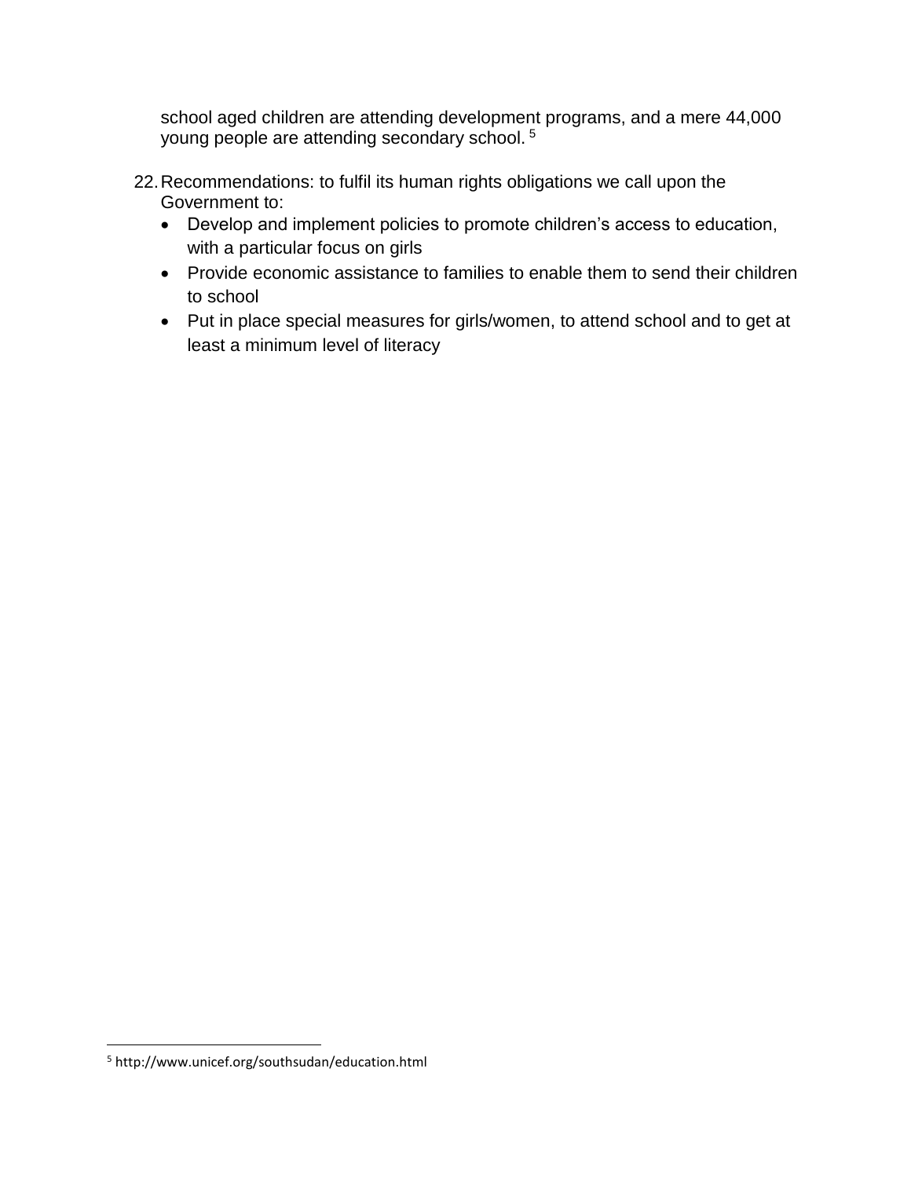school aged children are attending development programs, and a mere 44,000 young people are attending secondary school. [5]

22. Recommendations: to fulfil its human rights obligations we call upon the Government to:
    - Develop and implement policies to promote children's access to education, with a particular focus on girls
    - Provide economic assistance to families to enable them to send their children to school
    - Put in place special measures for girls/women, to attend school and to get at least a minimum level of literacy

[5] http://www.unicef.org/southsudan/education.html